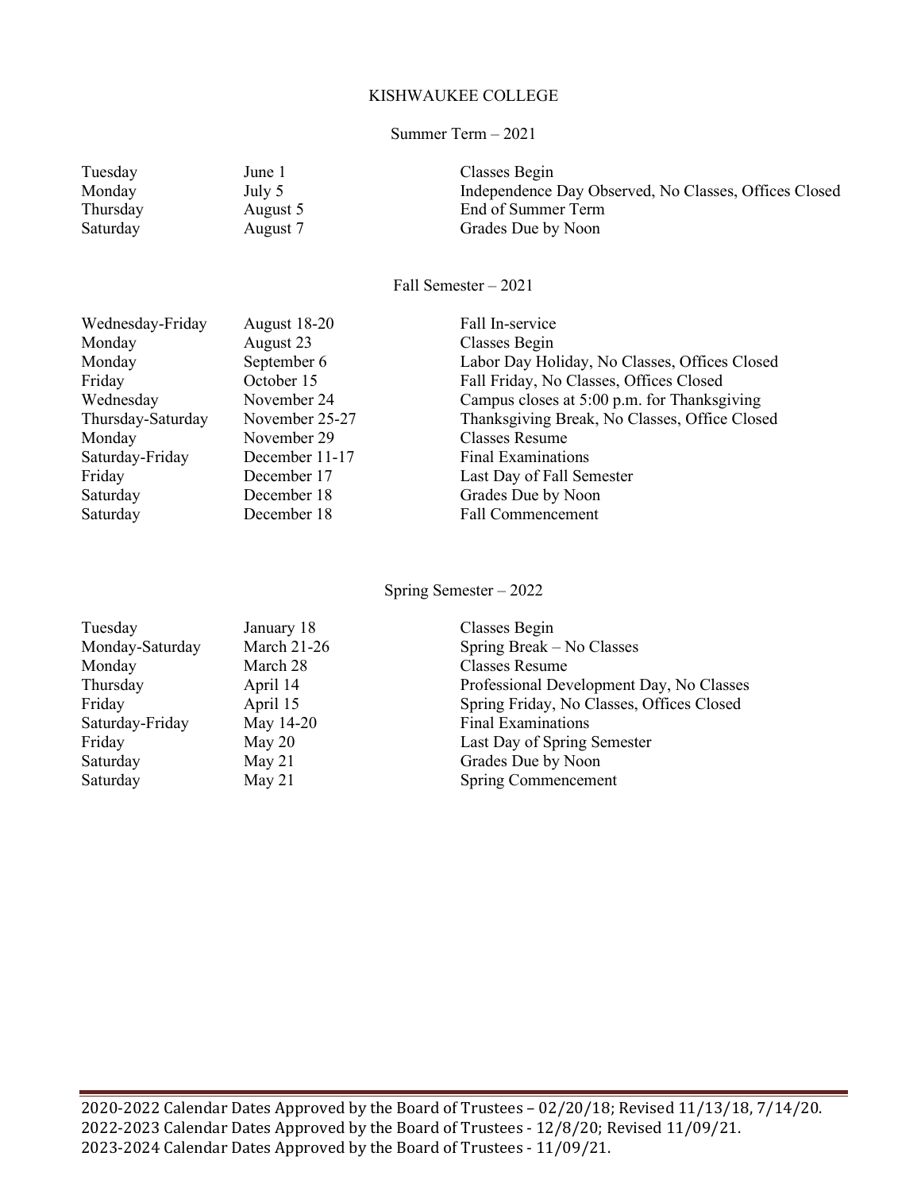# KISHWAUKEE COLLEGE

## Summer Term – 2021

| | | |
|---|---|---|
| Tuesday | June 1 | Classes Begin |
| Monday | July 5 | Independence Day Observed, No Classes, Offices Closed |
| Thursday | August 5 | End of Summer Term |
| Saturday | August 7 | Grades Due by Noon |

## Fall Semester – 2021

| | | |
|---|---|---|
| Wednesday-Friday | August 18-20 | Fall In-service |
| Monday | August 23 | Classes Begin |
| Monday | September 6 | Labor Day Holiday, No Classes, Offices Closed |
| Friday | October 15 | Fall Friday, No Classes, Offices Closed |
| Wednesday | November 24 | Campus closes at 5:00 p.m. for Thanksgiving |
| Thursday-Saturday | November 25-27 | Thanksgiving Break, No Classes, Office Closed |
| Monday | November 29 | Classes Resume |
| Saturday-Friday | December 11-17 | Final Examinations |
| Friday | December 17 | Last Day of Fall Semester |
| Saturday | December 18 | Grades Due by Noon |
| Saturday | December 18 | Fall Commencement |

## Spring Semester – 2022

| | | |
|---|---|---|
| Tuesday | January 18 | Classes Begin |
| Monday-Saturday | March 21-26 | Spring Break – No Classes |
| Monday | March 28 | Classes Resume |
| Thursday | April 14 | Professional Development Day, No Classes |
| Friday | April 15 | Spring Friday, No Classes, Offices Closed |
| Saturday-Friday | May 14-20 | Final Examinations |
| Friday | May 20 | Last Day of Spring Semester |
| Saturday | May 21 | Grades Due by Noon |
| Saturday | May 21 | Spring Commencement |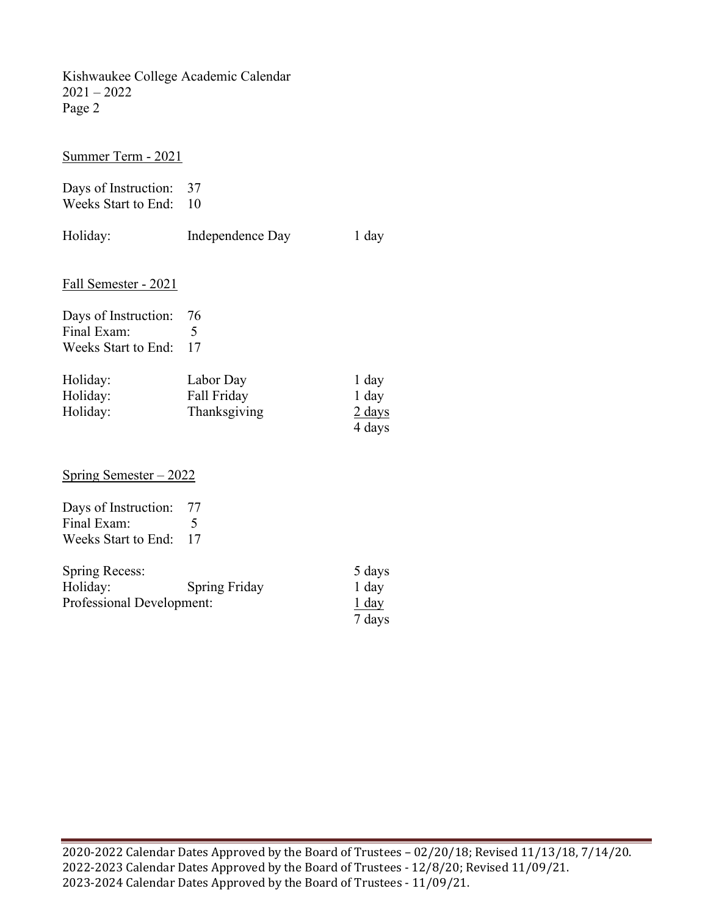Kishwaukee College Academic Calendar
2021 – 2022
Page 2

## Summer Term - 2021

Days of Instruction: 37
Weeks Start to End: 10

| | | |
|---|---|---|
| Holiday: | Independence Day | 1 day |

## Fall Semester - 2021

Days of Instruction: 76
Final Exam: 5
Weeks Start to End: 17

| | | |
|---|---|---|
| Holiday: | Labor Day | 1 day |
| Holiday: | Fall Friday | 1 day |
| Holiday: | Thanksgiving | 2 days |
| | | 4 days |

## Spring Semester – 2022

Days of Instruction: 77
Final Exam: 5
Weeks Start to End: 17

| | | |
|---|---|---|
| Spring Recess: | | 5 days |
| Holiday: | Spring Friday | 1 day |
| Professional Development: | | 1 day |
| | | 7 days |

2020-2022 Calendar Dates Approved by the Board of Trustees – 02/20/18; Revised 11/13/18, 7/14/20.
2022-2023 Calendar Dates Approved by the Board of Trustees - 12/8/20; Revised 11/09/21.
2023-2024 Calendar Dates Approved by the Board of Trustees - 11/09/21.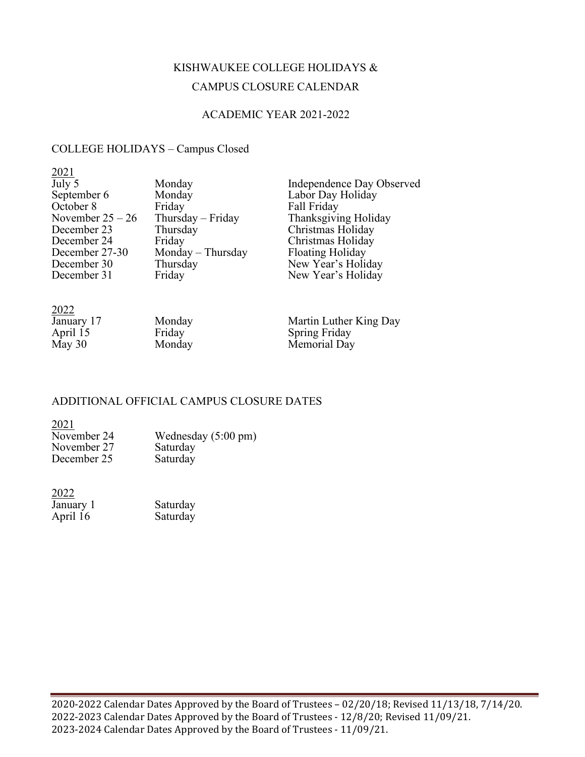# KISHWAUKEE COLLEGE HOLIDAYS & CAMPUS CLOSURE CALENDAR

## ACADEMIC YEAR 2021-2022

### COLLEGE HOLIDAYS – Campus Closed

**2021**

| | | |
|---|---|---|
| July 5 | Monday | Independence Day Observed |
| September 6 | Monday | Labor Day Holiday |
| October 8 | Friday | Fall Friday |
| November 25 – 26 | Thursday – Friday | Thanksgiving Holiday |
| December 23 | Thursday | Christmas Holiday |
| December 24 | Friday | Christmas Holiday |
| December 27-30 | Monday – Thursday | Floating Holiday |
| December 30 | Thursday | New Year's Holiday |
| December 31 | Friday | New Year's Holiday |

**2022**

| | | |
|---|---|---|
| January 17 | Monday | Martin Luther King Day |
| April 15 | Friday | Spring Friday |
| May 30 | Monday | Memorial Day |

### ADDITIONAL OFFICIAL CAMPUS CLOSURE DATES

**2021**

| | |
|---|---|
| November 24 | Wednesday (5:00 pm) |
| November 27 | Saturday |
| December 25 | Saturday |

**2022**

| | |
|---|---|
| January 1 | Saturday |
| April 16 | Saturday |

2020-2022 Calendar Dates Approved by the Board of Trustees – 02/20/18; Revised 11/13/18, 7/14/20.
2022-2023 Calendar Dates Approved by the Board of Trustees - 12/8/20; Revised 11/09/21.
2023-2024 Calendar Dates Approved by the Board of Trustees - 11/09/21.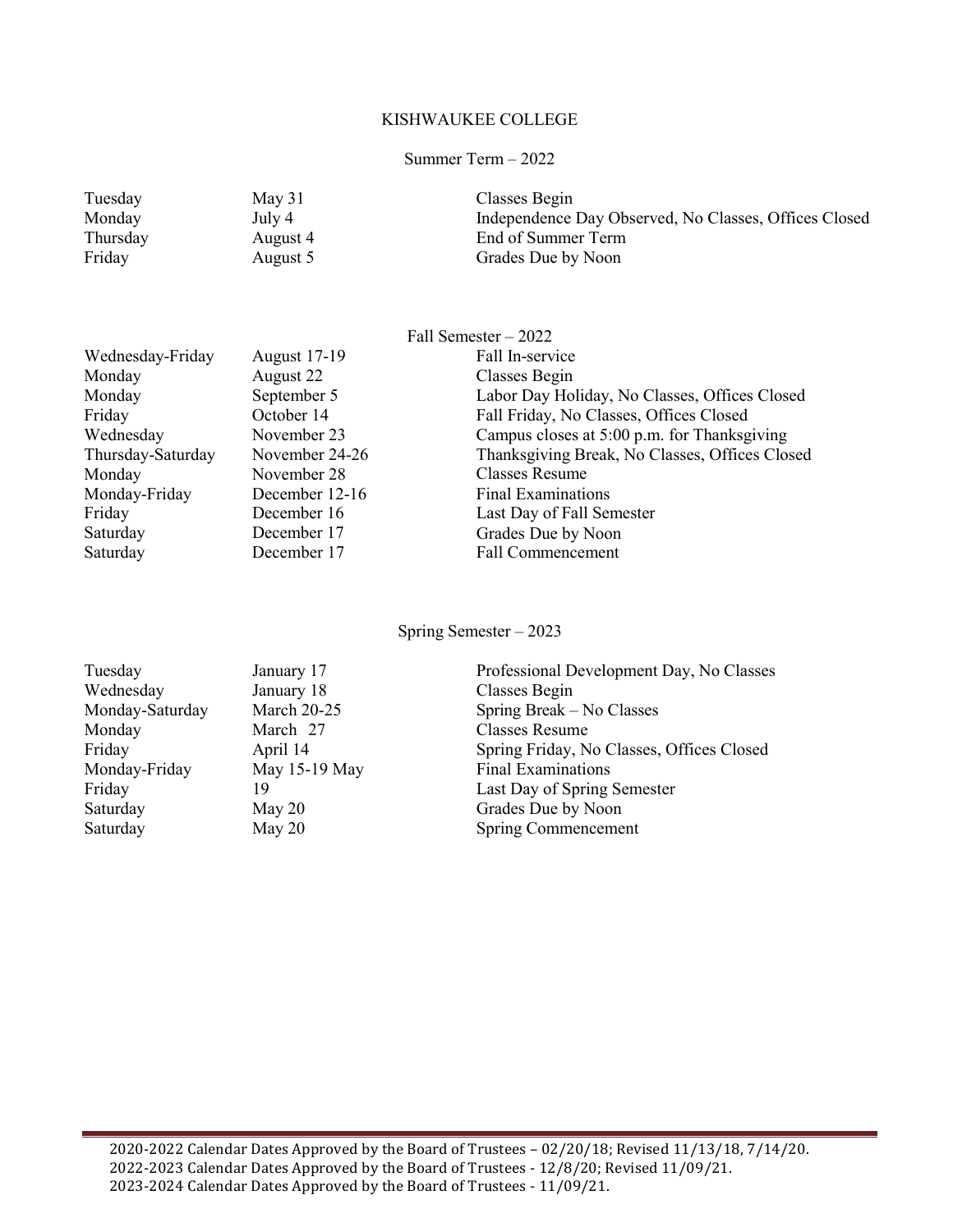# KISHWAUKEE COLLEGE

## Summer Term – 2022

| | | |
|---|---|---|
| Tuesday | May 31 | Classes Begin |
| Monday | July 4 | Independence Day Observed, No Classes, Offices Closed |
| Thursday | August 4 | End of Summer Term |
| Friday | August 5 | Grades Due by Noon |

## Fall Semester – 2022

| | | |
|---|---|---|
| Wednesday-Friday | August 17-19 | Fall In-service |
| Monday | August 22 | Classes Begin |
| Monday | September 5 | Labor Day Holiday, No Classes, Offices Closed |
| Friday | October 14 | Fall Friday, No Classes, Offices Closed |
| Wednesday | November 23 | Campus closes at 5:00 p.m. for Thanksgiving |
| Thursday-Saturday | November 24-26 | Thanksgiving Break, No Classes, Offices Closed |
| Monday | November 28 | Classes Resume |
| Monday-Friday | December 12-16 | Final Examinations |
| Friday | December 16 | Last Day of Fall Semester |
| Saturday | December 17 | Grades Due by Noon |
| Saturday | December 17 | Fall Commencement |

## Spring Semester – 2023

| | | |
|---|---|---|
| Tuesday | January 17 | Professional Development Day, No Classes |
| Wednesday | January 18 | Classes Begin |
| Monday-Saturday | March 20-25 | Spring Break – No Classes |
| Monday | March 27 | Classes Resume |
| Friday | April 14 | Spring Friday, No Classes, Offices Closed |
| Monday-Friday | May 15-19 May | Final Examinations |
| Friday | 19 | Last Day of Spring Semester |
| Saturday | May 20 | Grades Due by Noon |
| Saturday | May 20 | Spring Commencement |

2020-2022 Calendar Dates Approved by the Board of Trustees – 02/20/18; Revised 11/13/18, 7/14/20.
2022-2023 Calendar Dates Approved by the Board of Trustees - 12/8/20; Revised 11/09/21.
2023-2024 Calendar Dates Approved by the Board of Trustees - 11/09/21.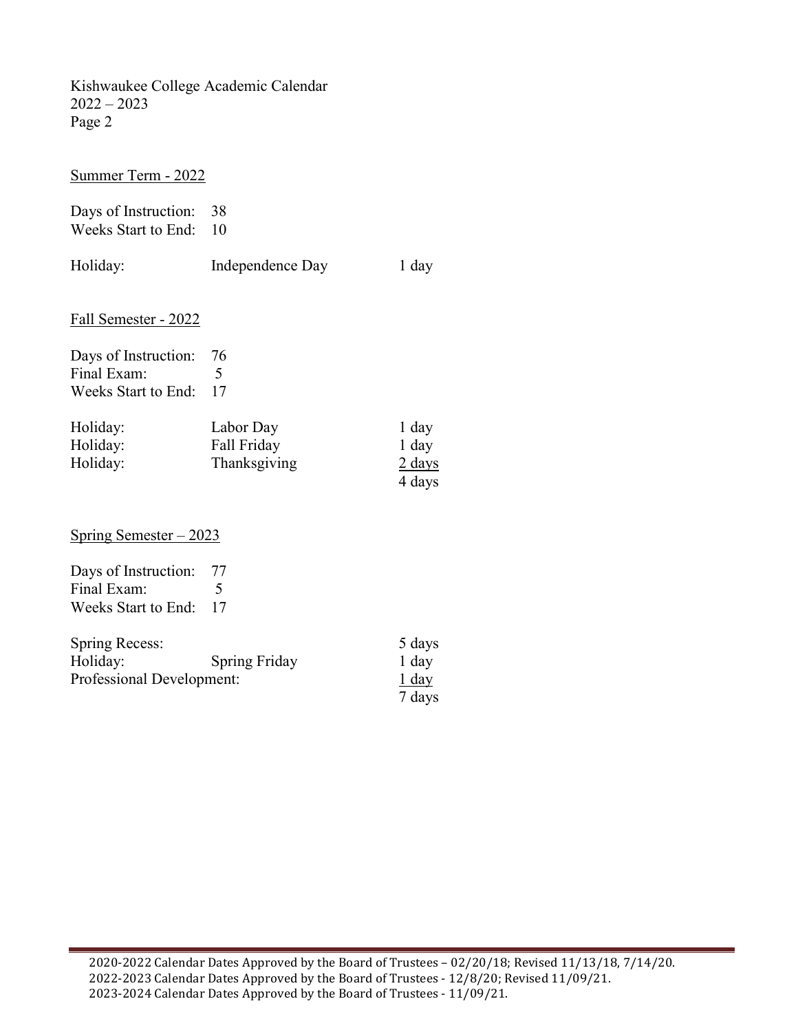Kishwaukee College Academic Calendar
2022 – 2023
Page 2

## Summer Term - 2022

Days of Instruction: 38
Weeks Start to End: 10

| | | |
|---|---|---|
| Holiday: | Independence Day | 1 day |

## Fall Semester - 2022

Days of Instruction: 76
Final Exam: 5
Weeks Start to End: 17

| | | |
|---|---|---|
| Holiday: | Labor Day | 1 day |
| Holiday: | Fall Friday | 1 day |
| Holiday: | Thanksgiving | 2 days |
| | | 4 days |

## Spring Semester – 2023

Days of Instruction: 77
Final Exam: 5
Weeks Start to End: 17

| | | |
|---|---|---|
| Spring Recess: | | 5 days |
| Holiday: | Spring Friday | 1 day |
| Professional Development: | | 1 day |
| | | 7 days |

2020-2022 Calendar Dates Approved by the Board of Trustees – 02/20/18; Revised 11/13/18, 7/14/20.
2022-2023 Calendar Dates Approved by the Board of Trustees - 12/8/20; Revised 11/09/21.
2023-2024 Calendar Dates Approved by the Board of Trustees - 11/09/21.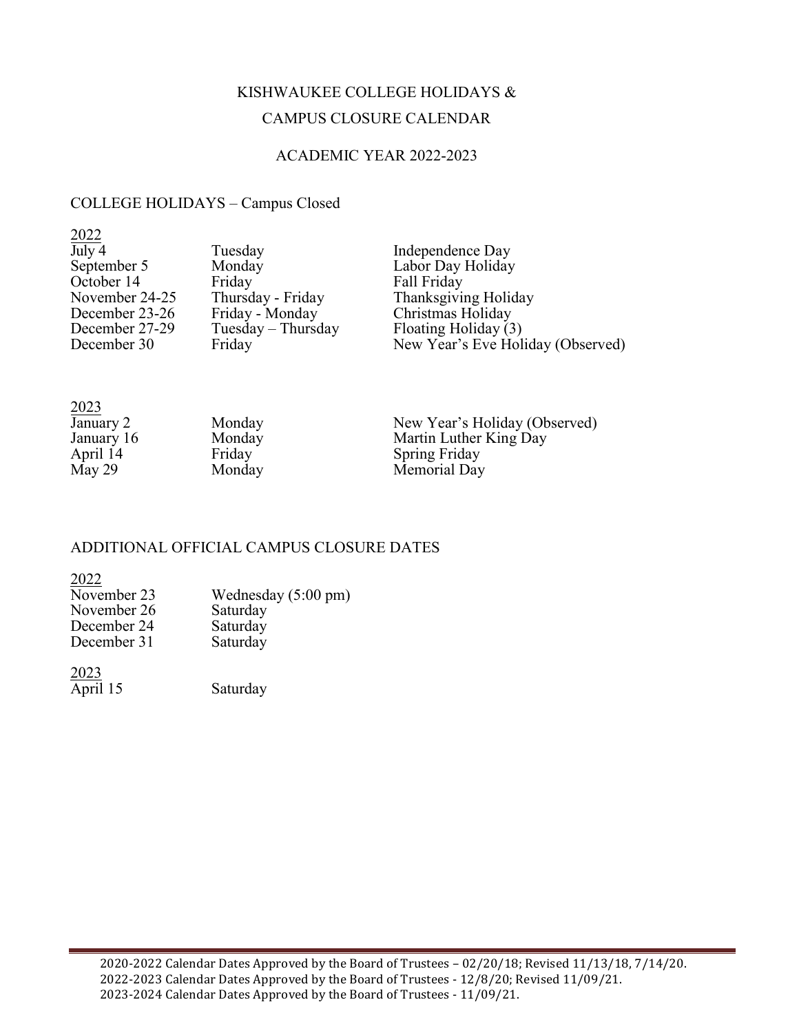# KISHWAUKEE COLLEGE HOLIDAYS & CAMPUS CLOSURE CALENDAR

## ACADEMIC YEAR 2022-2023

### COLLEGE HOLIDAYS – Campus Closed

**2022**

| Date | Day | Holiday |
|---|---|---|
| July 4 | Tuesday | Independence Day |
| September 5 | Monday | Labor Day Holiday |
| October 14 | Friday | Fall Friday |
| November 24-25 | Thursday - Friday | Thanksgiving Holiday |
| December 23-26 | Friday - Monday | Christmas Holiday |
| December 27-29 | Tuesday – Thursday | Floating Holiday (3) |
| December 30 | Friday | New Year's Eve Holiday (Observed) |

**2023**

| Date | Day | Holiday |
|---|---|---|
| January 2 | Monday | New Year's Holiday (Observed) |
| January 16 | Monday | Martin Luther King Day |
| April 14 | Friday | Spring Friday |
| May 29 | Monday | Memorial Day |

### ADDITIONAL OFFICIAL CAMPUS CLOSURE DATES

**2022**

| Date | Day |
|---|---|
| November 23 | Wednesday (5:00 pm) |
| November 26 | Saturday |
| December 24 | Saturday |
| December 31 | Saturday |

**2023**

| Date | Day |
|---|---|
| April 15 | Saturday |

2020-2022 Calendar Dates Approved by the Board of Trustees – 02/20/18; Revised 11/13/18, 7/14/20.
2022-2023 Calendar Dates Approved by the Board of Trustees - 12/8/20; Revised 11/09/21.
2023-2024 Calendar Dates Approved by the Board of Trustees - 11/09/21.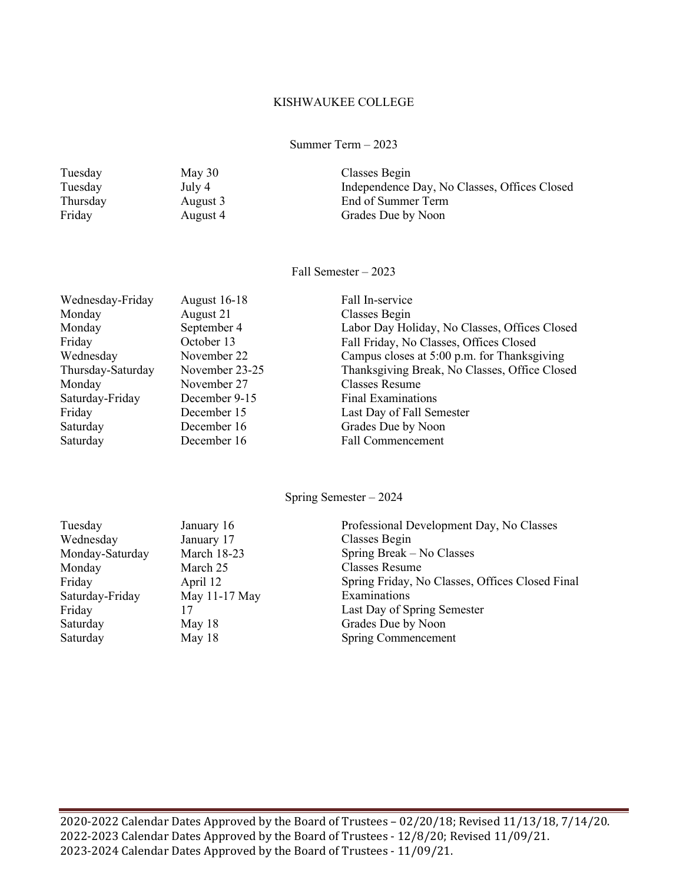# KISHWAUKEE COLLEGE

## Summer Term – 2023

| | | |
|---|---|---|
| Tuesday | May 30 | Classes Begin |
| Tuesday | July 4 | Independence Day, No Classes, Offices Closed |
| Thursday | August 3 | End of Summer Term |
| Friday | August 4 | Grades Due by Noon |

## Fall Semester – 2023

| | | |
|---|---|---|
| Wednesday-Friday | August 16-18 | Fall In-service |
| Monday | August 21 | Classes Begin |
| Monday | September 4 | Labor Day Holiday, No Classes, Offices Closed |
| Friday | October 13 | Fall Friday, No Classes, Offices Closed |
| Wednesday | November 22 | Campus closes at 5:00 p.m. for Thanksgiving |
| Thursday-Saturday | November 23-25 | Thanksgiving Break, No Classes, Office Closed |
| Monday | November 27 | Classes Resume |
| Saturday-Friday | December 9-15 | Final Examinations |
| Friday | December 15 | Last Day of Fall Semester |
| Saturday | December 16 | Grades Due by Noon |
| Saturday | December 16 | Fall Commencement |

## Spring Semester – 2024

| | | |
|---|---|---|
| Tuesday | January 16 | Professional Development Day, No Classes |
| Wednesday | January 17 | Classes Begin |
| Monday-Saturday | March 18-23 | Spring Break – No Classes |
| Monday | March 25 | Classes Resume |
| Friday | April 12 | Spring Friday, No Classes, Offices Closed Final |
| Saturday-Friday | May 11-17 May | Examinations |
| Friday | 17 | Last Day of Spring Semester |
| Saturday | May 18 | Grades Due by Noon |
| Saturday | May 18 | Spring Commencement |

2020-2022 Calendar Dates Approved by the Board of Trustees – 02/20/18; Revised 11/13/18, 7/14/20.
2022-2023 Calendar Dates Approved by the Board of Trustees - 12/8/20; Revised 11/09/21.
2023-2024 Calendar Dates Approved by the Board of Trustees - 11/09/21.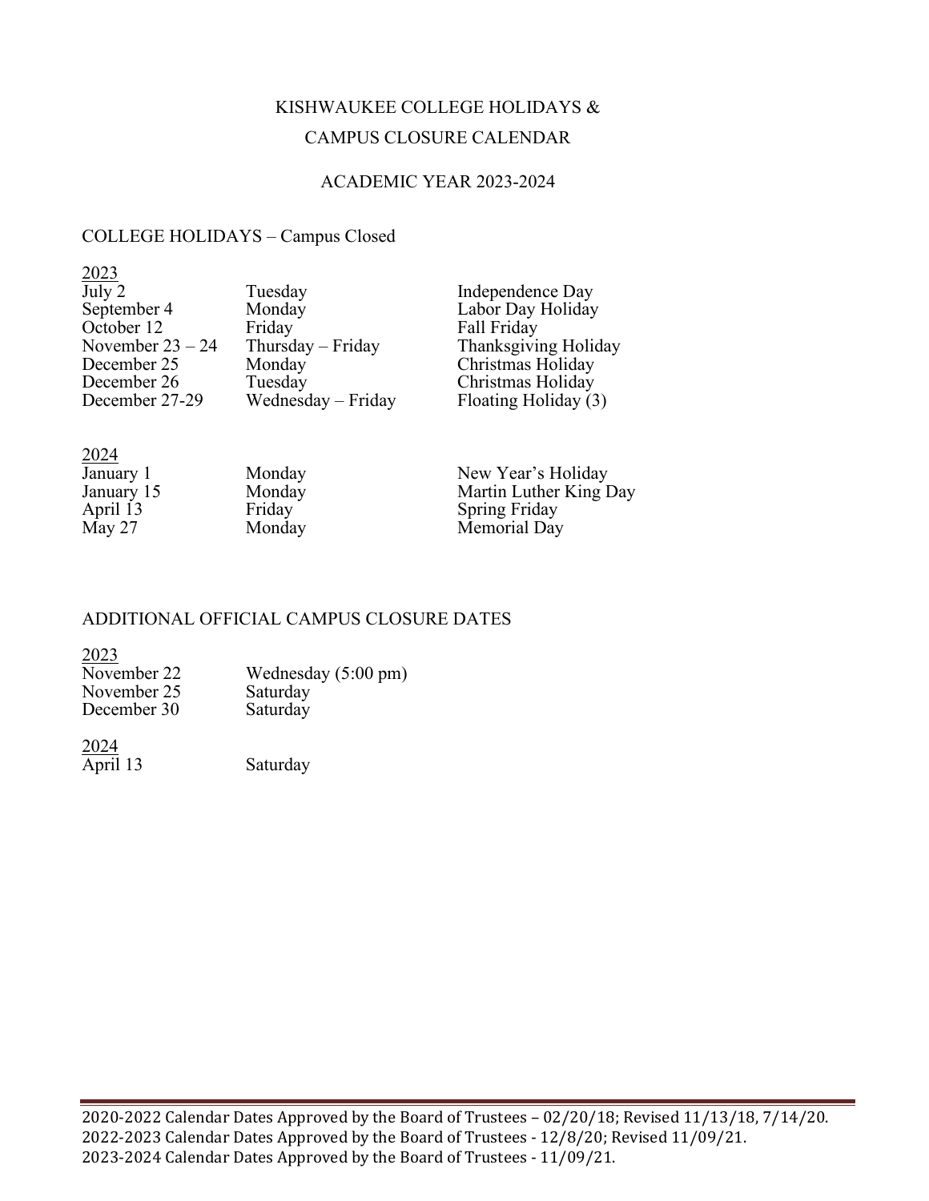# KISHWAUKEE COLLEGE HOLIDAYS & CAMPUS CLOSURE CALENDAR

## ACADEMIC YEAR 2023-2024

### COLLEGE HOLIDAYS – Campus Closed

**2023**

| | | |
|---|---|---|
| July 2 | Tuesday | Independence Day |
| September 4 | Monday | Labor Day Holiday |
| October 12 | Friday | Fall Friday |
| November 23 – 24 | Thursday – Friday | Thanksgiving Holiday |
| December 25 | Monday | Christmas Holiday |
| December 26 | Tuesday | Christmas Holiday |
| December 27-29 | Wednesday – Friday | Floating Holiday (3) |

**2024**

| | | |
|---|---|---|
| January 1 | Monday | New Year's Holiday |
| January 15 | Monday | Martin Luther King Day |
| April 13 | Friday | Spring Friday |
| May 27 | Monday | Memorial Day |

### ADDITIONAL OFFICIAL CAMPUS CLOSURE DATES

**2023**

| | |
|---|---|
| November 22 | Wednesday (5:00 pm) |
| November 25 | Saturday |
| December 30 | Saturday |

**2024**

| | |
|---|---|
| April 13 | Saturday |

2020-2022 Calendar Dates Approved by the Board of Trustees – 02/20/18; Revised 11/13/18, 7/14/20.
2022-2023 Calendar Dates Approved by the Board of Trustees - 12/8/20; Revised 11/09/21.
2023-2024 Calendar Dates Approved by the Board of Trustees - 11/09/21.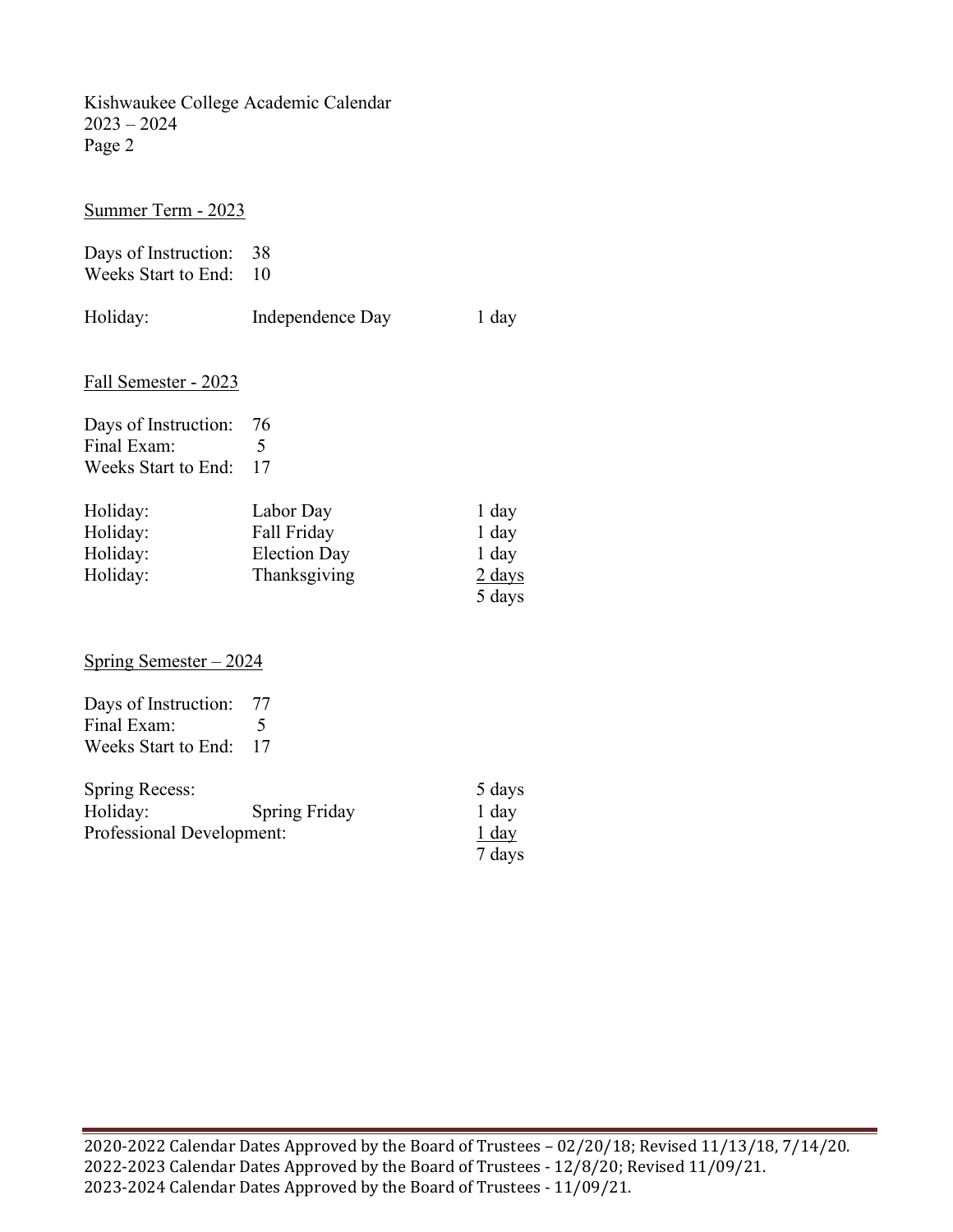Kishwaukee College Academic Calendar
2023 – 2024
Page 2

## Summer Term - 2023

Days of Instruction: 38
Weeks Start to End: 10

| | | |
|---|---|---|
| Holiday: | Independence Day | 1 day |

## Fall Semester - 2023

Days of Instruction: 76
Final Exam: 5
Weeks Start to End: 17

| | | |
|---|---|---|
| Holiday: | Labor Day | 1 day |
| Holiday: | Fall Friday | 1 day |
| Holiday: | Election Day | 1 day |
| Holiday: | Thanksgiving | 2 days |
| | | 5 days |

## Spring Semester – 2024

Days of Instruction: 77
Final Exam: 5
Weeks Start to End: 17

| | | |
|---|---|---|
| Spring Recess: | | 5 days |
| Holiday: | Spring Friday | 1 day |
| Professional Development: | | 1 day |
| | | 7 days |

2020-2022 Calendar Dates Approved by the Board of Trustees – 02/20/18; Revised 11/13/18, 7/14/20.
2022-2023 Calendar Dates Approved by the Board of Trustees - 12/8/20; Revised 11/09/21.
2023-2024 Calendar Dates Approved by the Board of Trustees - 11/09/21.